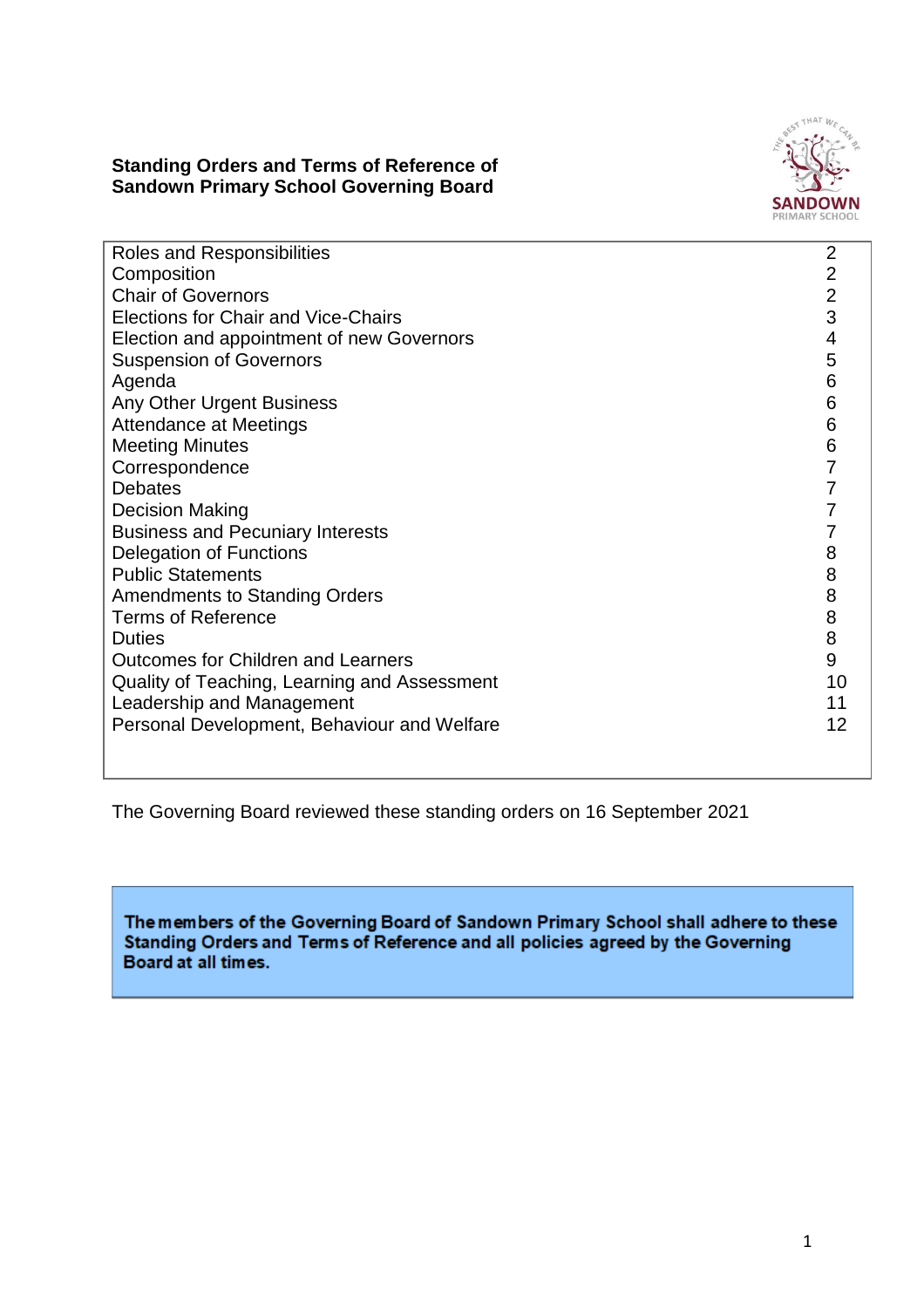**Standing Orders and Terms of Reference of Sandown Primary School Governing Board**

| | |
|---|---|
| Roles and Responsibilities | 2 |
| Composition | 2 |
| Chair of Governors | 2 |
| Elections for Chair and Vice-Chairs | 3 |
| Election and appointment of new Governors | 4 |
| Suspension of Governors | 5 |
| Agenda | 6 |
| Any Other Urgent Business | 6 |
| Attendance at Meetings | 6 |
| Meeting Minutes | 6 |
| Correspondence | 7 |
| Debates | 7 |
| Decision Making | 7 |
| Business and Pecuniary Interests | 7 |
| Delegation of Functions | 8 |
| Public Statements | 8 |
| Amendments to Standing Orders | 8 |
| Terms of Reference | 8 |
| Duties | 8 |
| Outcomes for Children and Learners | 9 |
| Quality of Teaching, Learning and Assessment | 10 |
| Leadership and Management | 11 |
| Personal Development, Behaviour and Welfare | 12 |

The Governing Board reviewed these standing orders on 16 September 2021

**The members of the Governing Board of Sandown Primary School shall adhere to these Standing Orders and Terms of Reference and all policies agreed by the Governing Board at all times.**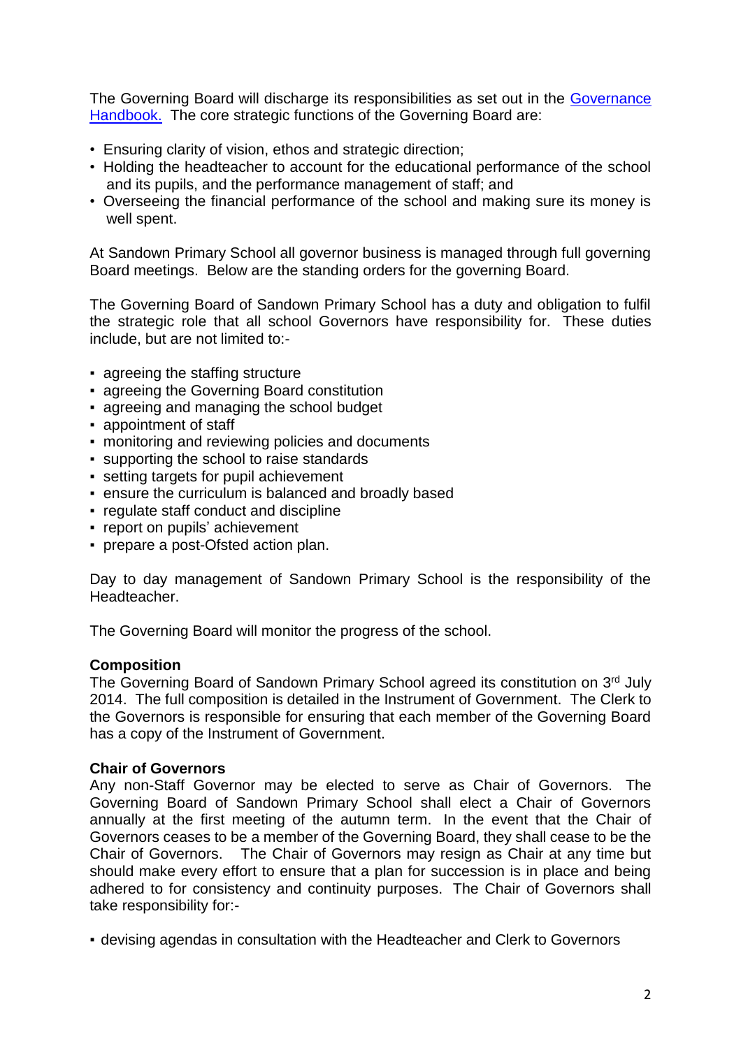The Governing Board will discharge its responsibilities as set out in the [Governance Handbook.](Governance Handbook) The core strategic functions of the Governing Board are:

- Ensuring clarity of vision, ethos and strategic direction;
- Holding the headteacher to account for the educational performance of the school and its pupils, and the performance management of staff; and
- Overseeing the financial performance of the school and making sure its money is well spent.

At Sandown Primary School all governor business is managed through full governing Board meetings. Below are the standing orders for the governing Board.

The Governing Board of Sandown Primary School has a duty and obligation to fulfil the strategic role that all school Governors have responsibility for. These duties include, but are not limited to:-

- agreeing the staffing structure
- agreeing the Governing Board constitution
- agreeing and managing the school budget
- appointment of staff
- monitoring and reviewing policies and documents
- supporting the school to raise standards
- setting targets for pupil achievement
- ensure the curriculum is balanced and broadly based
- regulate staff conduct and discipline
- report on pupils' achievement
- prepare a post-Ofsted action plan.

Day to day management of Sandown Primary School is the responsibility of the Headteacher.

The Governing Board will monitor the progress of the school.

**Composition**
The Governing Board of Sandown Primary School agreed its constitution on 3rd July 2014. The full composition is detailed in the Instrument of Government. The Clerk to the Governors is responsible for ensuring that each member of the Governing Board has a copy of the Instrument of Government.

**Chair of Governors**
Any non-Staff Governor may be elected to serve as Chair of Governors. The Governing Board of Sandown Primary School shall elect a Chair of Governors annually at the first meeting of the autumn term. In the event that the Chair of Governors ceases to be a member of the Governing Board, they shall cease to be the Chair of Governors. The Chair of Governors may resign as Chair at any time but should make every effort to ensure that a plan for succession is in place and being adhered to for consistency and continuity purposes. The Chair of Governors shall take responsibility for:-

- devising agendas in consultation with the Headteacher and Clerk to Governors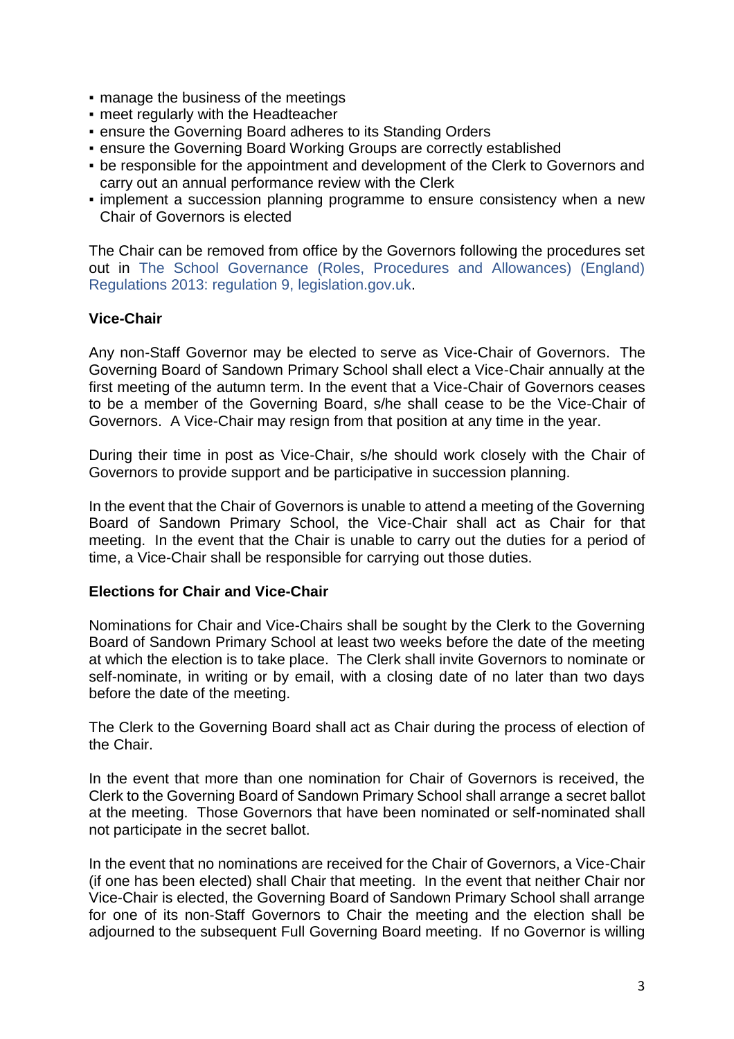- manage the business of the meetings
- meet regularly with the Headteacher
- ensure the Governing Board adheres to its Standing Orders
- ensure the Governing Board Working Groups are correctly established
- be responsible for the appointment and development of the Clerk to Governors and carry out an annual performance review with the Clerk
- implement a succession planning programme to ensure consistency when a new Chair of Governors is elected

The Chair can be removed from office by the Governors following the procedures set out in The School Governance (Roles, Procedures and Allowances) (England) Regulations 2013: regulation 9, legislation.gov.uk.

**Vice-Chair**

Any non-Staff Governor may be elected to serve as Vice-Chair of Governors. The Governing Board of Sandown Primary School shall elect a Vice-Chair annually at the first meeting of the autumn term. In the event that a Vice-Chair of Governors ceases to be a member of the Governing Board, s/he shall cease to be the Vice-Chair of Governors. A Vice-Chair may resign from that position at any time in the year.

During their time in post as Vice-Chair, s/he should work closely with the Chair of Governors to provide support and be participative in succession planning.

In the event that the Chair of Governors is unable to attend a meeting of the Governing Board of Sandown Primary School, the Vice-Chair shall act as Chair for that meeting. In the event that the Chair is unable to carry out the duties for a period of time, a Vice-Chair shall be responsible for carrying out those duties.

**Elections for Chair and Vice-Chair**

Nominations for Chair and Vice-Chairs shall be sought by the Clerk to the Governing Board of Sandown Primary School at least two weeks before the date of the meeting at which the election is to take place. The Clerk shall invite Governors to nominate or self-nominate, in writing or by email, with a closing date of no later than two days before the date of the meeting.

The Clerk to the Governing Board shall act as Chair during the process of election of the Chair.

In the event that more than one nomination for Chair of Governors is received, the Clerk to the Governing Board of Sandown Primary School shall arrange a secret ballot at the meeting. Those Governors that have been nominated or self-nominated shall not participate in the secret ballot.

In the event that no nominations are received for the Chair of Governors, a Vice-Chair (if one has been elected) shall Chair that meeting. In the event that neither Chair nor Vice-Chair is elected, the Governing Board of Sandown Primary School shall arrange for one of its non-Staff Governors to Chair the meeting and the election shall be adjourned to the subsequent Full Governing Board meeting. If no Governor is willing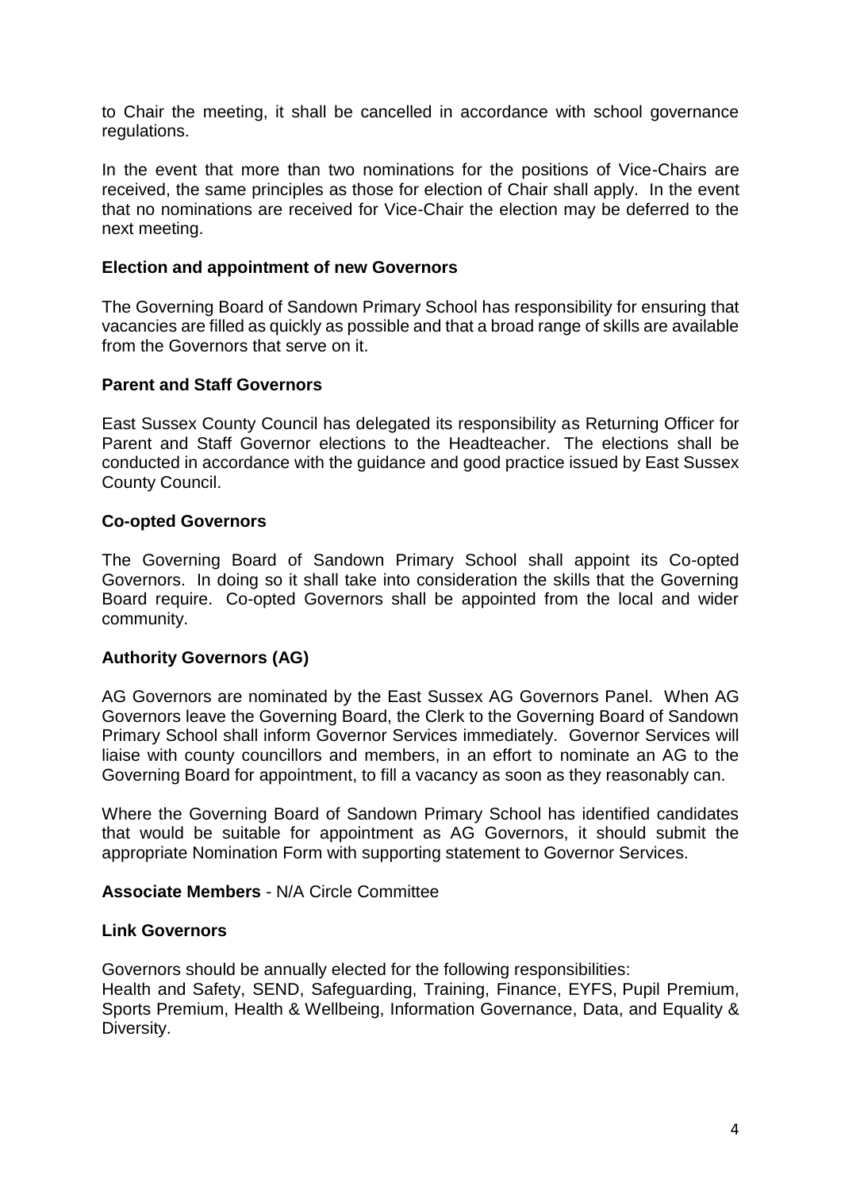to Chair the meeting, it shall be cancelled in accordance with school governance regulations.

In the event that more than two nominations for the positions of Vice-Chairs are received, the same principles as those for election of Chair shall apply. In the event that no nominations are received for Vice-Chair the election may be deferred to the next meeting.

**Election and appointment of new Governors**

The Governing Board of Sandown Primary School has responsibility for ensuring that vacancies are filled as quickly as possible and that a broad range of skills are available from the Governors that serve on it.

**Parent and Staff Governors**

East Sussex County Council has delegated its responsibility as Returning Officer for Parent and Staff Governor elections to the Headteacher. The elections shall be conducted in accordance with the guidance and good practice issued by East Sussex County Council.

**Co-opted Governors**

The Governing Board of Sandown Primary School shall appoint its Co-opted Governors. In doing so it shall take into consideration the skills that the Governing Board require. Co-opted Governors shall be appointed from the local and wider community.

**Authority Governors (AG)**

AG Governors are nominated by the East Sussex AG Governors Panel. When AG Governors leave the Governing Board, the Clerk to the Governing Board of Sandown Primary School shall inform Governor Services immediately. Governor Services will liaise with county councillors and members, in an effort to nominate an AG to the Governing Board for appointment, to fill a vacancy as soon as they reasonably can.

Where the Governing Board of Sandown Primary School has identified candidates that would be suitable for appointment as AG Governors, it should submit the appropriate Nomination Form with supporting statement to Governor Services.

**Associate Members** - N/A Circle Committee

**Link Governors**

Governors should be annually elected for the following responsibilities:
Health and Safety, SEND, Safeguarding, Training, Finance, EYFS, Pupil Premium, Sports Premium, Health & Wellbeing, Information Governance, Data, and Equality & Diversity.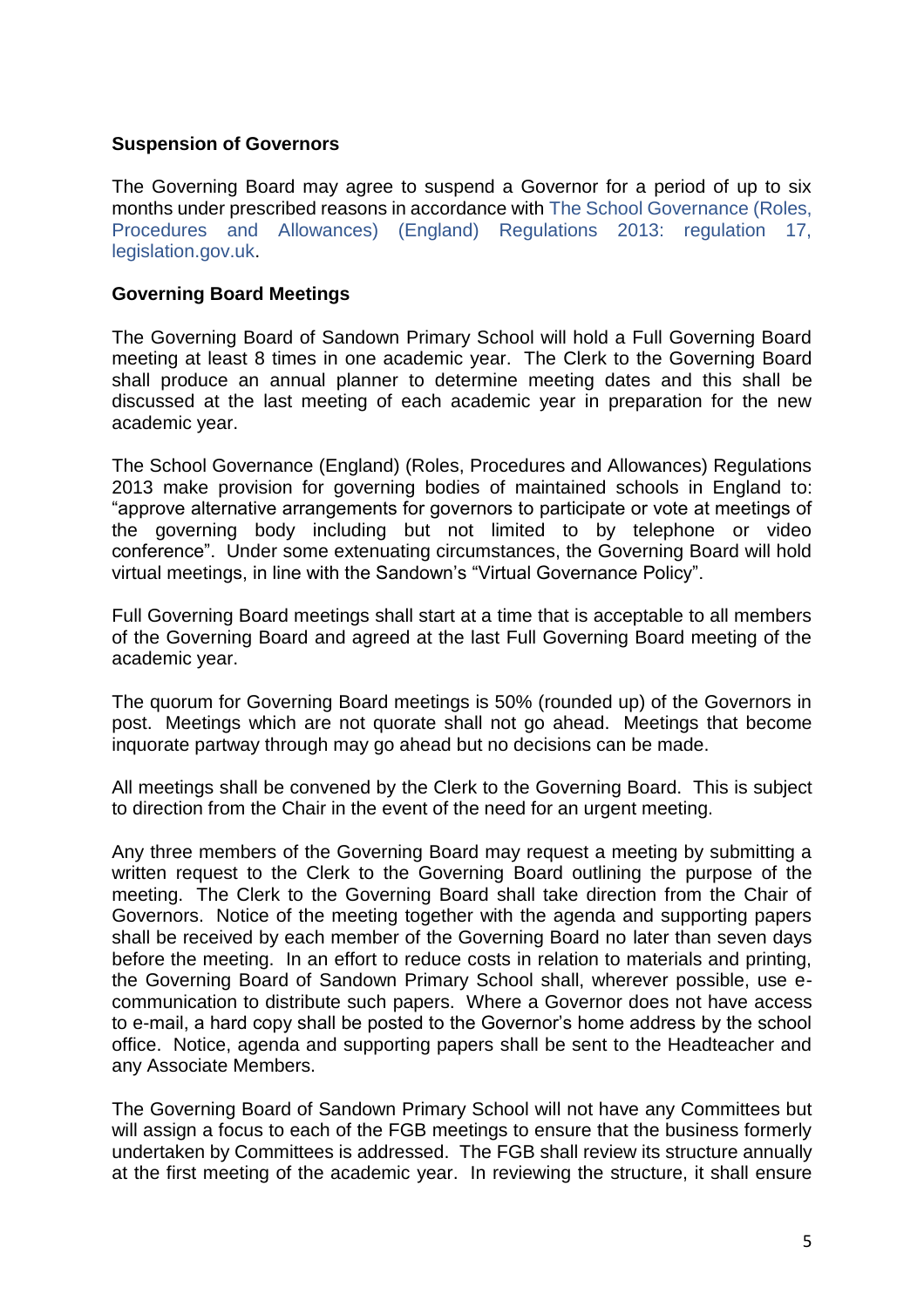**Suspension of Governors**

The Governing Board may agree to suspend a Governor for a period of up to six months under prescribed reasons in accordance with The School Governance (Roles, Procedures and Allowances) (England) Regulations 2013: regulation 17, legislation.gov.uk.

**Governing Board Meetings**

The Governing Board of Sandown Primary School will hold a Full Governing Board meeting at least 8 times in one academic year. The Clerk to the Governing Board shall produce an annual planner to determine meeting dates and this shall be discussed at the last meeting of each academic year in preparation for the new academic year.

The School Governance (England) (Roles, Procedures and Allowances) Regulations 2013 make provision for governing bodies of maintained schools in England to: "approve alternative arrangements for governors to participate or vote at meetings of the governing body including but not limited to by telephone or video conference". Under some extenuating circumstances, the Governing Board will hold virtual meetings, in line with the Sandown's "Virtual Governance Policy".

Full Governing Board meetings shall start at a time that is acceptable to all members of the Governing Board and agreed at the last Full Governing Board meeting of the academic year.

The quorum for Governing Board meetings is 50% (rounded up) of the Governors in post. Meetings which are not quorate shall not go ahead. Meetings that become inquorate partway through may go ahead but no decisions can be made.

All meetings shall be convened by the Clerk to the Governing Board. This is subject to direction from the Chair in the event of the need for an urgent meeting.

Any three members of the Governing Board may request a meeting by submitting a written request to the Clerk to the Governing Board outlining the purpose of the meeting. The Clerk to the Governing Board shall take direction from the Chair of Governors. Notice of the meeting together with the agenda and supporting papers shall be received by each member of the Governing Board no later than seven days before the meeting. In an effort to reduce costs in relation to materials and printing, the Governing Board of Sandown Primary School shall, wherever possible, use e-communication to distribute such papers. Where a Governor does not have access to e-mail, a hard copy shall be posted to the Governor's home address by the school office. Notice, agenda and supporting papers shall be sent to the Headteacher and any Associate Members.

The Governing Board of Sandown Primary School will not have any Committees but will assign a focus to each of the FGB meetings to ensure that the business formerly undertaken by Committees is addressed. The FGB shall review its structure annually at the first meeting of the academic year. In reviewing the structure, it shall ensure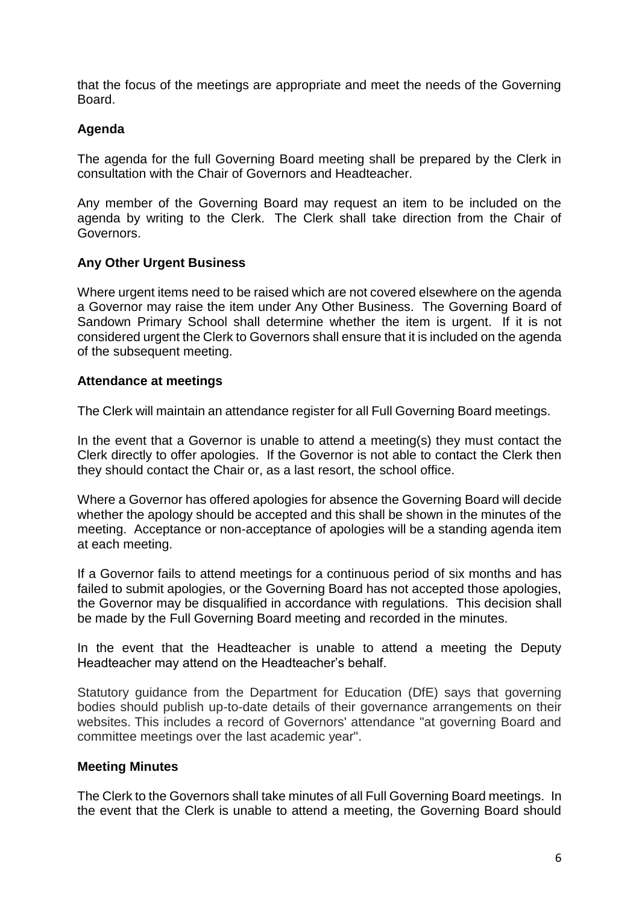that the focus of the meetings are appropriate and meet the needs of the Governing Board.

**Agenda**

The agenda for the full Governing Board meeting shall be prepared by the Clerk in consultation with the Chair of Governors and Headteacher.

Any member of the Governing Board may request an item to be included on the agenda by writing to the Clerk. The Clerk shall take direction from the Chair of Governors.

**Any Other Urgent Business**

Where urgent items need to be raised which are not covered elsewhere on the agenda a Governor may raise the item under Any Other Business. The Governing Board of Sandown Primary School shall determine whether the item is urgent. If it is not considered urgent the Clerk to Governors shall ensure that it is included on the agenda of the subsequent meeting.

**Attendance at meetings**

The Clerk will maintain an attendance register for all Full Governing Board meetings.

In the event that a Governor is unable to attend a meeting(s) they must contact the Clerk directly to offer apologies. If the Governor is not able to contact the Clerk then they should contact the Chair or, as a last resort, the school office.

Where a Governor has offered apologies for absence the Governing Board will decide whether the apology should be accepted and this shall be shown in the minutes of the meeting. Acceptance or non-acceptance of apologies will be a standing agenda item at each meeting.

If a Governor fails to attend meetings for a continuous period of six months and has failed to submit apologies, or the Governing Board has not accepted those apologies, the Governor may be disqualified in accordance with regulations. This decision shall be made by the Full Governing Board meeting and recorded in the minutes.

In the event that the Headteacher is unable to attend a meeting the Deputy Headteacher may attend on the Headteacher's behalf.

Statutory guidance from the Department for Education (DfE) says that governing bodies should publish up-to-date details of their governance arrangements on their websites. This includes a record of Governors' attendance "at governing Board and committee meetings over the last academic year".

**Meeting Minutes**

The Clerk to the Governors shall take minutes of all Full Governing Board meetings. In the event that the Clerk is unable to attend a meeting, the Governing Board should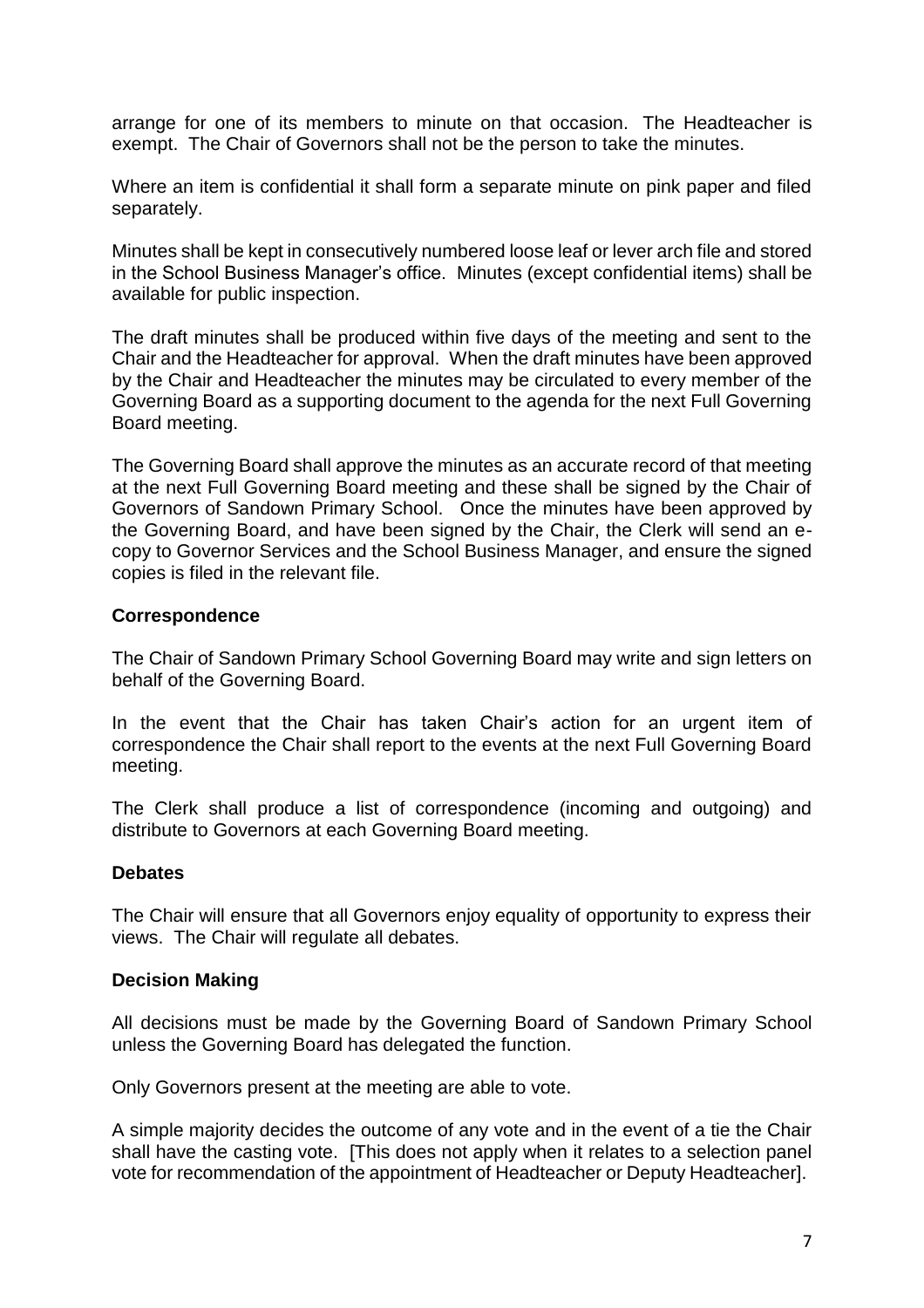arrange for one of its members to minute on that occasion. The Headteacher is exempt. The Chair of Governors shall not be the person to take the minutes.

Where an item is confidential it shall form a separate minute on pink paper and filed separately.

Minutes shall be kept in consecutively numbered loose leaf or lever arch file and stored in the School Business Manager's office. Minutes (except confidential items) shall be available for public inspection.

The draft minutes shall be produced within five days of the meeting and sent to the Chair and the Headteacher for approval. When the draft minutes have been approved by the Chair and Headteacher the minutes may be circulated to every member of the Governing Board as a supporting document to the agenda for the next Full Governing Board meeting.

The Governing Board shall approve the minutes as an accurate record of that meeting at the next Full Governing Board meeting and these shall be signed by the Chair of Governors of Sandown Primary School. Once the minutes have been approved by the Governing Board, and have been signed by the Chair, the Clerk will send an e-copy to Governor Services and the School Business Manager, and ensure the signed copies is filed in the relevant file.

**Correspondence**

The Chair of Sandown Primary School Governing Board may write and sign letters on behalf of the Governing Board.

In the event that the Chair has taken Chair's action for an urgent item of correspondence the Chair shall report to the events at the next Full Governing Board meeting.

The Clerk shall produce a list of correspondence (incoming and outgoing) and distribute to Governors at each Governing Board meeting.

**Debates**

The Chair will ensure that all Governors enjoy equality of opportunity to express their views. The Chair will regulate all debates.

**Decision Making**

All decisions must be made by the Governing Board of Sandown Primary School unless the Governing Board has delegated the function.

Only Governors present at the meeting are able to vote.

A simple majority decides the outcome of any vote and in the event of a tie the Chair shall have the casting vote. [This does not apply when it relates to a selection panel vote for recommendation of the appointment of Headteacher or Deputy Headteacher].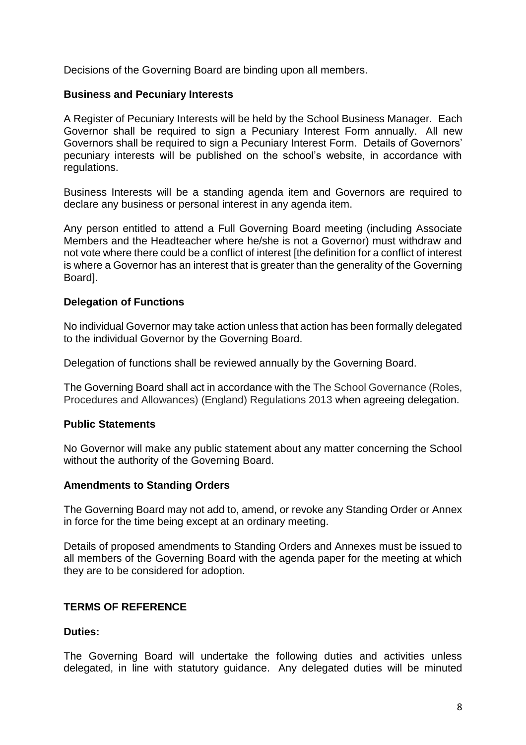Decisions of the Governing Board are binding upon all members.

**Business and Pecuniary Interests**

A Register of Pecuniary Interests will be held by the School Business Manager. Each Governor shall be required to sign a Pecuniary Interest Form annually. All new Governors shall be required to sign a Pecuniary Interest Form. Details of Governors' pecuniary interests will be published on the school's website, in accordance with regulations.

Business Interests will be a standing agenda item and Governors are required to declare any business or personal interest in any agenda item.

Any person entitled to attend a Full Governing Board meeting (including Associate Members and the Headteacher where he/she is not a Governor) must withdraw and not vote where there could be a conflict of interest [the definition for a conflict of interest is where a Governor has an interest that is greater than the generality of the Governing Board].

**Delegation of Functions**

No individual Governor may take action unless that action has been formally delegated to the individual Governor by the Governing Board.

Delegation of functions shall be reviewed annually by the Governing Board.

The Governing Board shall act in accordance with the The School Governance (Roles, Procedures and Allowances) (England) Regulations 2013 when agreeing delegation.

**Public Statements**

No Governor will make any public statement about any matter concerning the School without the authority of the Governing Board.

**Amendments to Standing Orders**

The Governing Board may not add to, amend, or revoke any Standing Order or Annex in force for the time being except at an ordinary meeting.

Details of proposed amendments to Standing Orders and Annexes must be issued to all members of the Governing Board with the agenda paper for the meeting at which they are to be considered for adoption.

**TERMS OF REFERENCE**

**Duties:**

The Governing Board will undertake the following duties and activities unless delegated, in line with statutory guidance. Any delegated duties will be minuted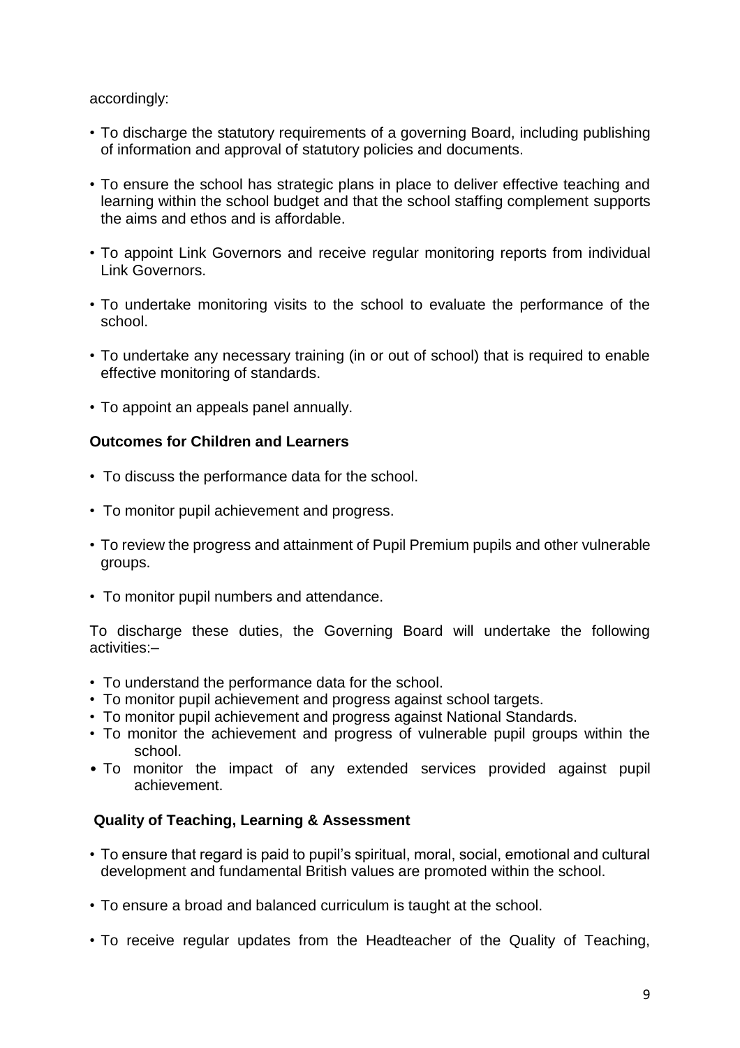accordingly:

- To discharge the statutory requirements of a governing Board, including publishing of information and approval of statutory policies and documents.
- To ensure the school has strategic plans in place to deliver effective teaching and learning within the school budget and that the school staffing complement supports the aims and ethos and is affordable.
- To appoint Link Governors and receive regular monitoring reports from individual Link Governors.
- To undertake monitoring visits to the school to evaluate the performance of the school.
- To undertake any necessary training (in or out of school) that is required to enable effective monitoring of standards.
- To appoint an appeals panel annually.

**Outcomes for Children and Learners**

- To discuss the performance data for the school.
- To monitor pupil achievement and progress.
- To review the progress and attainment of Pupil Premium pupils and other vulnerable groups.
- To monitor pupil numbers and attendance.

To discharge these duties, the Governing Board will undertake the following activities:–

- To understand the performance data for the school.
- To monitor pupil achievement and progress against school targets.
- To monitor pupil achievement and progress against National Standards.
- To monitor the achievement and progress of vulnerable pupil groups within the school.
- To monitor the impact of any extended services provided against pupil achievement.

**Quality of Teaching, Learning & Assessment**

- To ensure that regard is paid to pupil's spiritual, moral, social, emotional and cultural development and fundamental British values are promoted within the school.
- To ensure a broad and balanced curriculum is taught at the school.
- To receive regular updates from the Headteacher of the Quality of Teaching,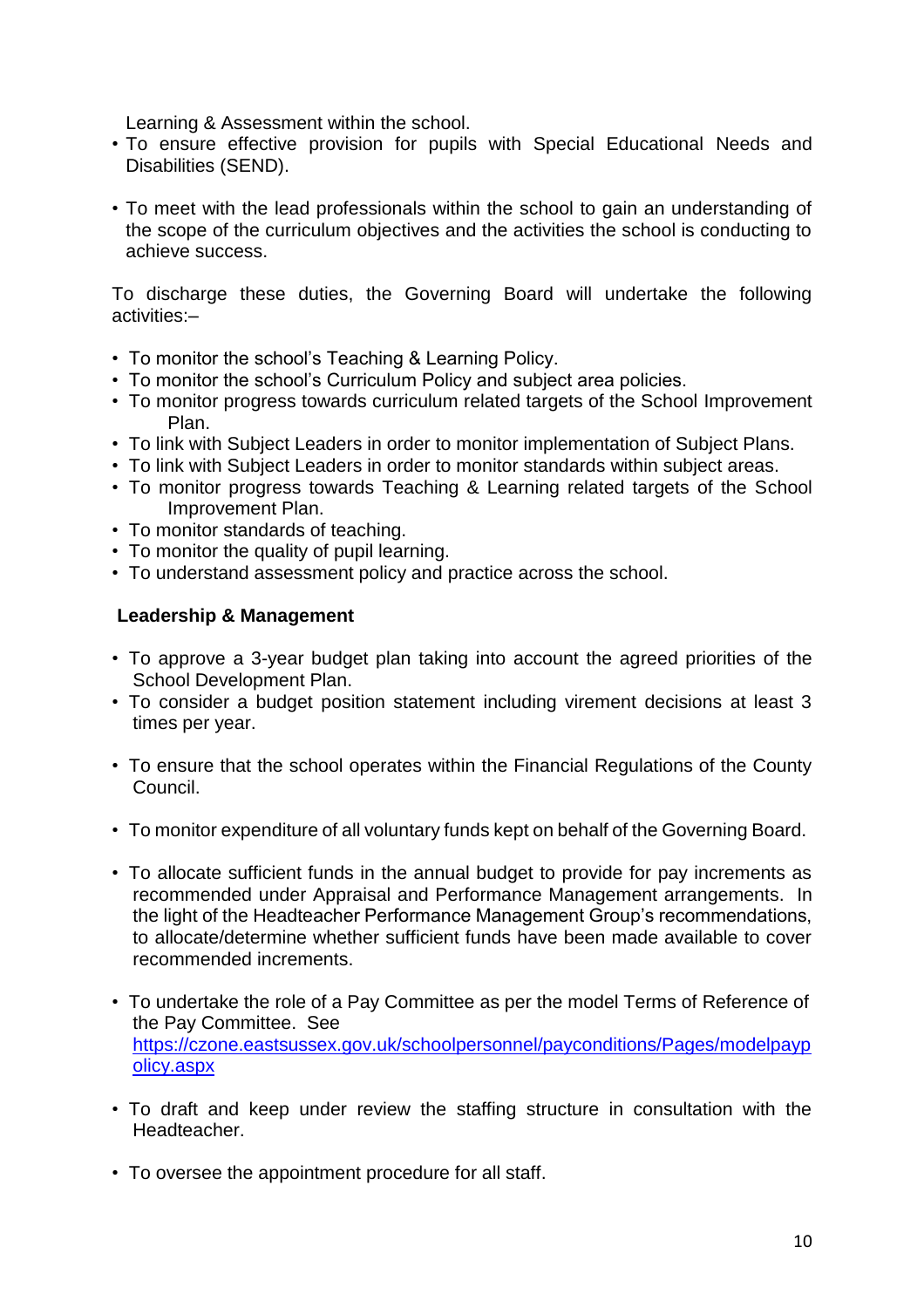Learning & Assessment within the school.

- To ensure effective provision for pupils with Special Educational Needs and Disabilities (SEND).
- To meet with the lead professionals within the school to gain an understanding of the scope of the curriculum objectives and the activities the school is conducting to achieve success.

To discharge these duties, the Governing Board will undertake the following activities:–

- To monitor the school's Teaching & Learning Policy.
- To monitor the school's Curriculum Policy and subject area policies.
- To monitor progress towards curriculum related targets of the School Improvement Plan.
- To link with Subject Leaders in order to monitor implementation of Subject Plans.
- To link with Subject Leaders in order to monitor standards within subject areas.
- To monitor progress towards Teaching & Learning related targets of the School Improvement Plan.
- To monitor standards of teaching.
- To monitor the quality of pupil learning.
- To understand assessment policy and practice across the school.

**Leadership & Management**

- To approve a 3-year budget plan taking into account the agreed priorities of the School Development Plan.
- To consider a budget position statement including virement decisions at least 3 times per year.
- To ensure that the school operates within the Financial Regulations of the County Council.
- To monitor expenditure of all voluntary funds kept on behalf of the Governing Board.
- To allocate sufficient funds in the annual budget to provide for pay increments as recommended under Appraisal and Performance Management arrangements. In the light of the Headteacher Performance Management Group's recommendations, to allocate/determine whether sufficient funds have been made available to cover recommended increments.
- To undertake the role of a Pay Committee as per the model Terms of Reference of the Pay Committee. See [https://czone.eastsussex.gov.uk/schoolpersonnel/payconditions/Pages/modelpaypolicy.aspx](https://czone.eastsussex.gov.uk/schoolpersonnel/payconditions/Pages/modelpaypolicy.aspx)
- To draft and keep under review the staffing structure in consultation with the Headteacher.
- To oversee the appointment procedure for all staff.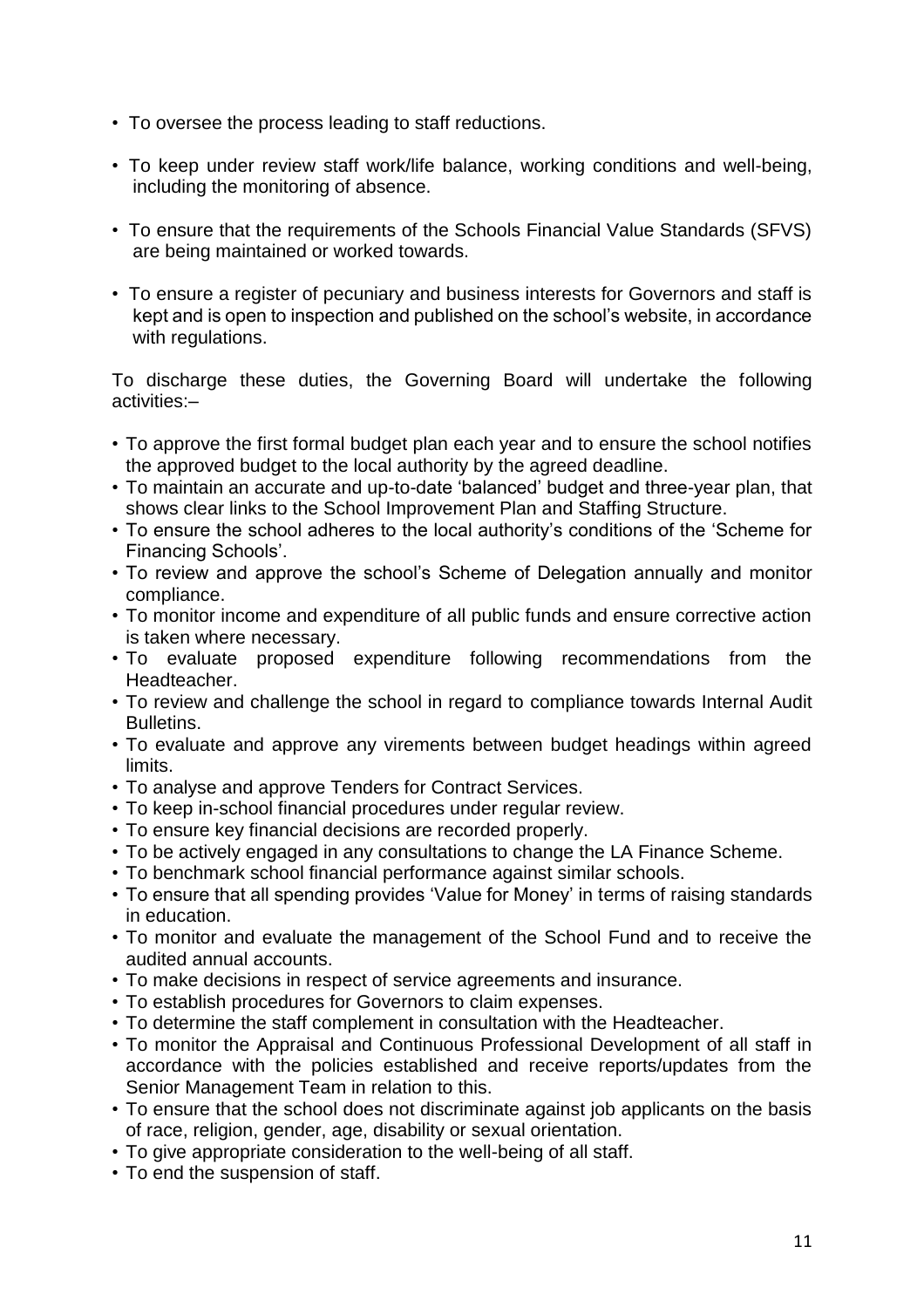- To oversee the process leading to staff reductions.
- To keep under review staff work/life balance, working conditions and well-being, including the monitoring of absence.
- To ensure that the requirements of the Schools Financial Value Standards (SFVS) are being maintained or worked towards.
- To ensure a register of pecuniary and business interests for Governors and staff is kept and is open to inspection and published on the school's website, in accordance with regulations.

To discharge these duties, the Governing Board will undertake the following activities:–

- To approve the first formal budget plan each year and to ensure the school notifies the approved budget to the local authority by the agreed deadline.
- To maintain an accurate and up-to-date 'balanced' budget and three-year plan, that shows clear links to the School Improvement Plan and Staffing Structure.
- To ensure the school adheres to the local authority's conditions of the 'Scheme for Financing Schools'.
- To review and approve the school's Scheme of Delegation annually and monitor compliance.
- To monitor income and expenditure of all public funds and ensure corrective action is taken where necessary.
- To evaluate proposed expenditure following recommendations from the Headteacher.
- To review and challenge the school in regard to compliance towards Internal Audit Bulletins.
- To evaluate and approve any virements between budget headings within agreed limits.
- To analyse and approve Tenders for Contract Services.
- To keep in-school financial procedures under regular review.
- To ensure key financial decisions are recorded properly.
- To be actively engaged in any consultations to change the LA Finance Scheme.
- To benchmark school financial performance against similar schools.
- To ensure that all spending provides 'Value for Money' in terms of raising standards in education.
- To monitor and evaluate the management of the School Fund and to receive the audited annual accounts.
- To make decisions in respect of service agreements and insurance.
- To establish procedures for Governors to claim expenses.
- To determine the staff complement in consultation with the Headteacher.
- To monitor the Appraisal and Continuous Professional Development of all staff in accordance with the policies established and receive reports/updates from the Senior Management Team in relation to this.
- To ensure that the school does not discriminate against job applicants on the basis of race, religion, gender, age, disability or sexual orientation.
- To give appropriate consideration to the well-being of all staff.
- To end the suspension of staff.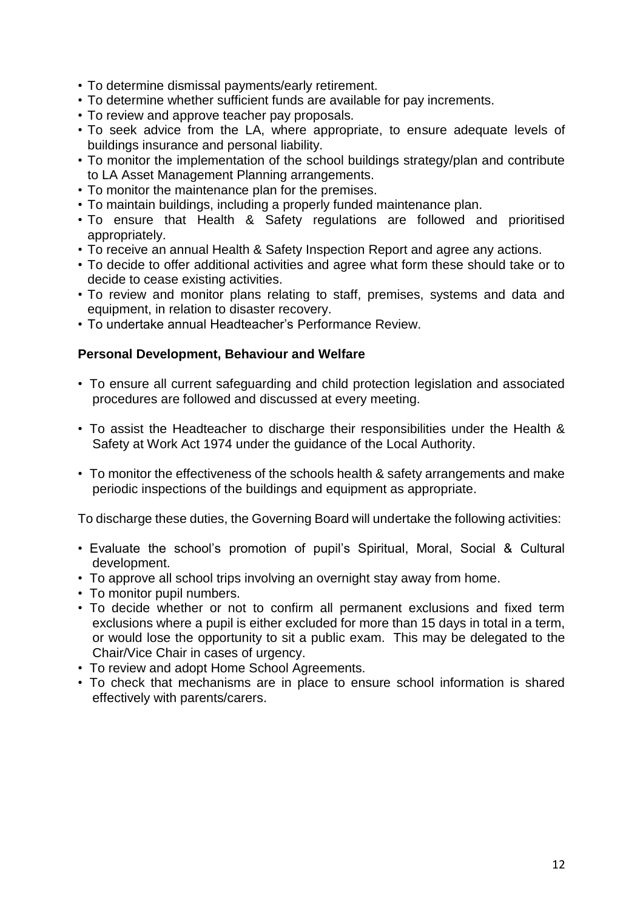- To determine dismissal payments/early retirement.
- To determine whether sufficient funds are available for pay increments.
- To review and approve teacher pay proposals.
- To seek advice from the LA, where appropriate, to ensure adequate levels of buildings insurance and personal liability.
- To monitor the implementation of the school buildings strategy/plan and contribute to LA Asset Management Planning arrangements.
- To monitor the maintenance plan for the premises.
- To maintain buildings, including a properly funded maintenance plan.
- To ensure that Health & Safety regulations are followed and prioritised appropriately.
- To receive an annual Health & Safety Inspection Report and agree any actions.
- To decide to offer additional activities and agree what form these should take or to decide to cease existing activities.
- To review and monitor plans relating to staff, premises, systems and data and equipment, in relation to disaster recovery.
- To undertake annual Headteacher's Performance Review.

**Personal Development, Behaviour and Welfare**

- To ensure all current safeguarding and child protection legislation and associated procedures are followed and discussed at every meeting.

- To assist the Headteacher to discharge their responsibilities under the Health & Safety at Work Act 1974 under the guidance of the Local Authority.

- To monitor the effectiveness of the schools health & safety arrangements and make periodic inspections of the buildings and equipment as appropriate.

To discharge these duties, the Governing Board will undertake the following activities:

- Evaluate the school's promotion of pupil's Spiritual, Moral, Social & Cultural development.
- To approve all school trips involving an overnight stay away from home.
- To monitor pupil numbers.
- To decide whether or not to confirm all permanent exclusions and fixed term exclusions where a pupil is either excluded for more than 15 days in total in a term, or would lose the opportunity to sit a public exam. This may be delegated to the Chair/Vice Chair in cases of urgency.
- To review and adopt Home School Agreements.
- To check that mechanisms are in place to ensure school information is shared effectively with parents/carers.